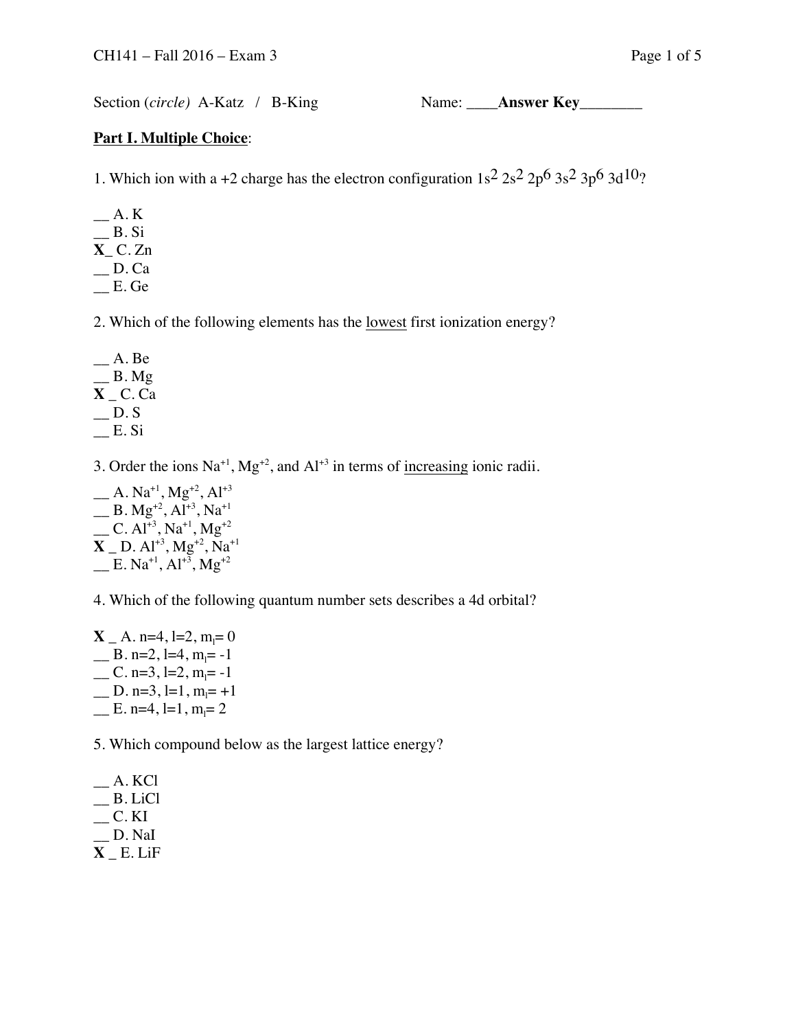CH141 – Fall 2016 – Exam 3

Section (*circle*) A-Katz / B-King Name: ____**Answer Key**________

**Part I. Multiple Choice**:

1. Which ion with a +2 charge has the electron configuration $1s^2\ 2s^2\ 2p^6\ 3s^2\ 3p^6\ 3d^{10}$?

__ A. K
__ B. Si
**X**_ C. Zn
__ D. Ca
__ E. Ge

2. Which of the following elements has the lowest first ionization energy?

__ A. Be
__ B. Mg
**X** _ C. Ca
__ D. S
__ E. Si

3. Order the ions $Na^{+1}$, $Mg^{+2}$, and $Al^{+3}$ in terms of increasing ionic radii.

__ A. $Na^{+1}$, $Mg^{+2}$, $Al^{+3}$
__ B. $Mg^{+2}$, $Al^{+3}$, $Na^{+1}$
__ C. $Al^{+3}$, $Na^{+1}$, $Mg^{+2}$
**X** _ D. $Al^{+3}$, $Mg^{+2}$, $Na^{+1}$
__ E. $Na^{+1}$, $Al^{+3}$, $Mg^{+2}$

4. Which of the following quantum number sets describes a 4d orbital?

**X** _ A. n=4, l=2, $m_l$= 0
__ B. n=2, l=4, $m_l$= -1
__ C. n=3, l=2, $m_l$= -1
__ D. n=3, l=1, $m_l$= +1
__ E. n=4, l=1, $m_l$= 2

5. Which compound below as the largest lattice energy?

__ A. KCl
__ B. LiCl
__ C. KI
__ D. NaI
**X** _ E. LiF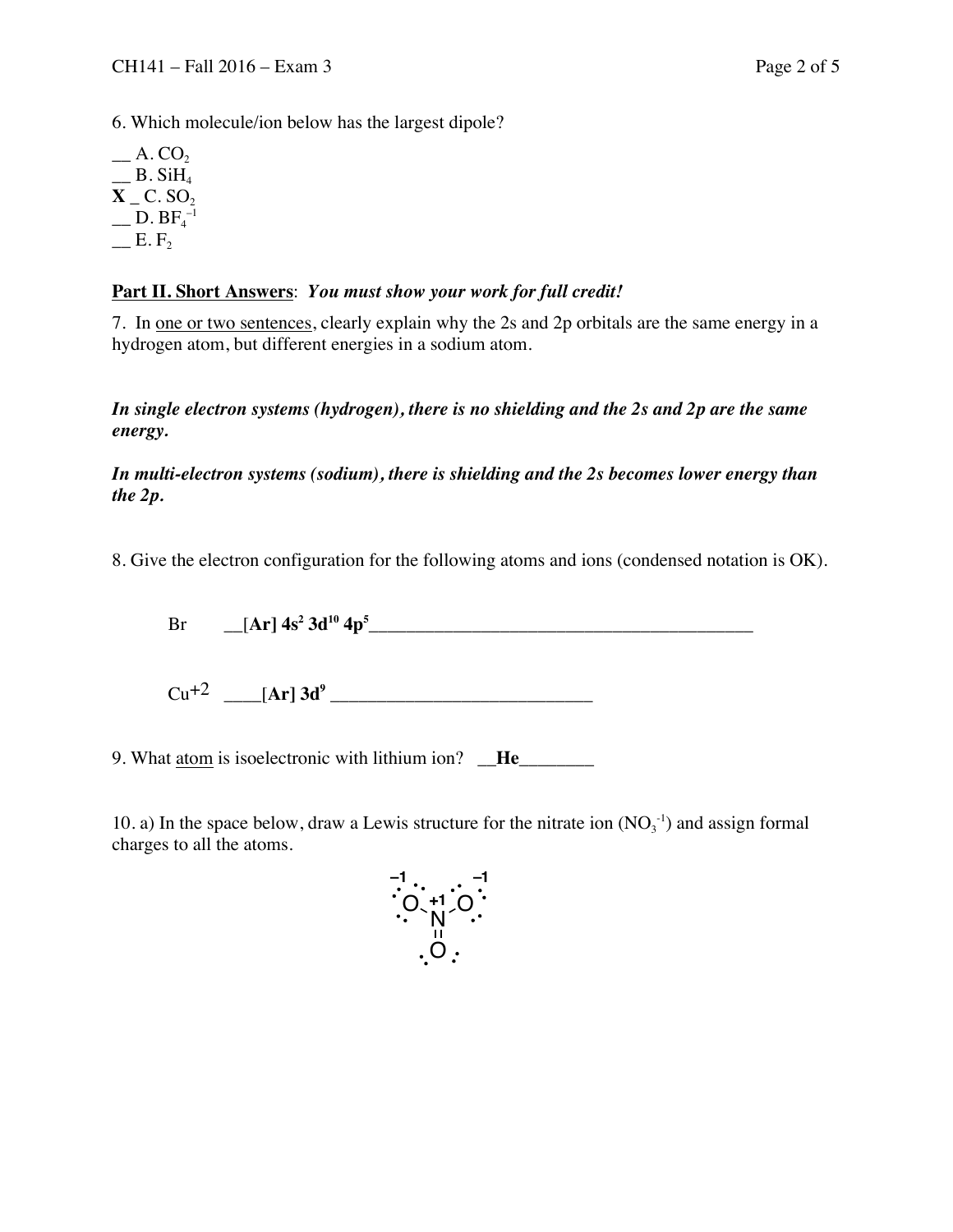6. Which molecule/ion below has the largest dipole?

__ A. $CO_2$
__ B. $SiH_4$
**X** _ C. $SO_2$
__ D. $BF_4^{-1}$
__ E. $F_2$

**Part II. Short Answers**: ***You must show your work for full credit!***

7. In one or two sentences, clearly explain why the 2s and 2p orbitals are the same energy in a hydrogen atom, but different energies in a sodium atom.

***In single electron systems (hydrogen), there is no shielding and the 2s and 2p are the same energy.***

***In multi-electron systems (sodium), there is shielding and the 2s becomes lower energy than the 2p.***

8. Give the electron configuration for the following atoms and ions (condensed notation is OK).

Br __**[Ar] $4s^2$ $3d^{10}$ $4p^5$**__________________________________________

$Cu^{+2}$ ____**[Ar] $3d^9$** ___________________________

9. What atom is isoelectronic with lithium ion? __**He**________

10. a) In the space below, draw a Lewis structure for the nitrate ion ($NO_3^{-1}$) and assign formal charges to all the atoms.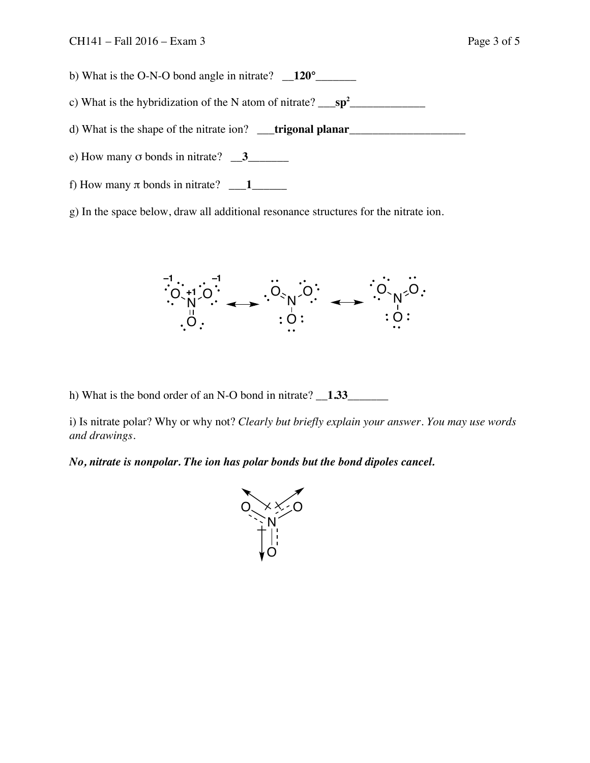b) What is the O-N-O bond angle in nitrate? __**120°**_______

c) What is the hybridization of the N atom of nitrate? ___**$sp^2$**_____________

d) What is the shape of the nitrate ion? ___**trigonal planar**____________________

e) How many σ bonds in nitrate? __**3**_______

f) How many π bonds in nitrate? ___**1**______

g) In the space below, draw all additional resonance structures for the nitrate ion.

h) What is the bond order of an N-O bond in nitrate? __**1.33**_______

i) Is nitrate polar? Why or why not? *Clearly but briefly explain your answer. You may use words and drawings.*

***No, nitrate is nonpolar. The ion has polar bonds but the bond dipoles cancel.***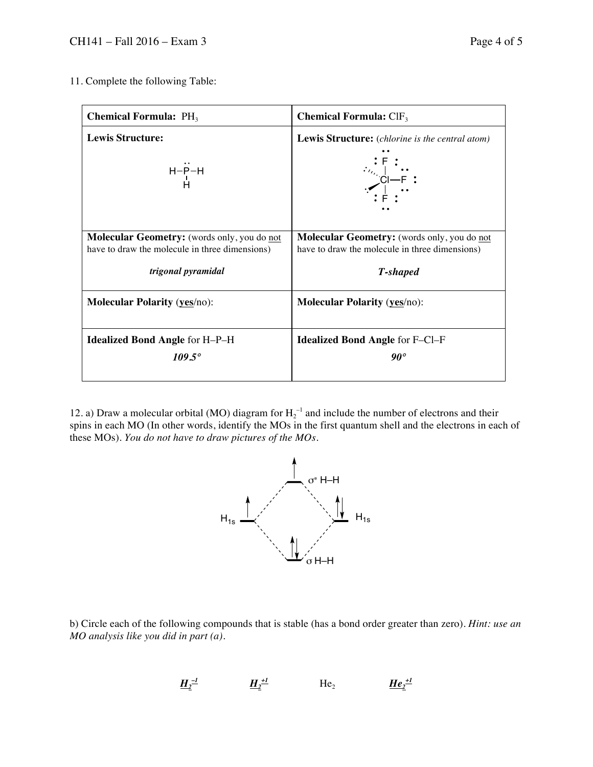11. Complete the following Table:

| **Chemical Formula:** $PH_3$ | **Chemical Formula:** $ClF_3$ |
|---|---|
| **Lewis Structure:** | **Lewis Structure:** (*chlorine is the central atom*) |
| **Molecular Geometry:** (words only, you do not have to draw the molecule in three dimensions) *trigonal pyramidal* | **Molecular Geometry:** (words only, you do not have to draw the molecule in three dimensions) ***T-shaped*** |
| **Molecular Polarity** (yes/no): | **Molecular Polarity** (yes/no): |
| **Idealized Bond Angle** for H–P–H ***109.5°*** | **Idealized Bond Angle** for F–Cl–F ***90°*** |

12. a) Draw a molecular orbital (MO) diagram for $H_2^{-1}$ and include the number of electrons and their spins in each MO (In other words, identify the MOs in the first quantum shell and the electrons in each of these MOs). *You do not have to draw pictures of the MOs.*

σ* H–H

$H_{1s}$ $H_{1s}$

σ H–H

b) Circle each of the following compounds that is stable (has a bond order greater than zero). *Hint: use an MO analysis like you did in part (a).*

***$H_2^{-1}$*** ***$H_2^{+1}$*** $He_2$ ***$He_2^{+1}$***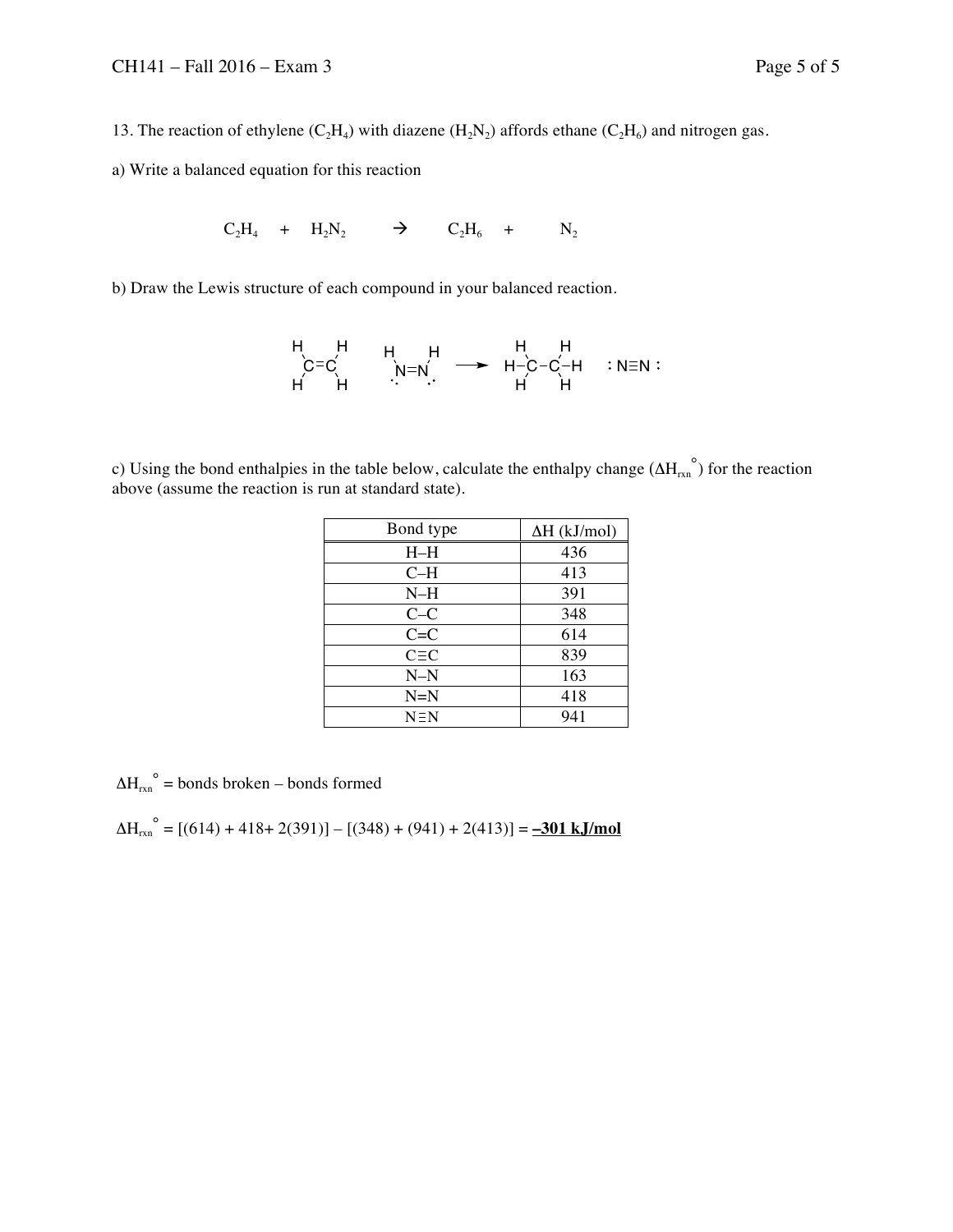13. The reaction of ethylene ($C_2H_4$) with diazene ($H_2N_2$) affords ethane ($C_2H_6$) and nitrogen gas.

a) Write a balanced equation for this reaction

$$C_2H_4 \quad + \quad H_2N_2 \quad \rightarrow \quad C_2H_6 \quad + \quad N_2$$

b) Draw the Lewis structure of each compound in your balanced reaction.

c) Using the bond enthalpies in the table below, calculate the enthalpy change ($\Delta H_{rxn}^{\circ}$) for the reaction above (assume the reaction is run at standard state).

| Bond type | ΔH (kJ/mol) |
| --- | --- |
| H–H | 436 |
| C–H | 413 |
| N–H | 391 |
| C–C | 348 |
| C=C | 614 |
| C≡C | 839 |
| N–N | 163 |
| N=N | 418 |
| N≡N | 941 |

$\Delta H_{rxn}^{\circ}$ = bonds broken – bonds formed

$\Delta H_{rxn}^{\circ} = [(614) + 418 + 2(391)] - [(348) + (941) + 2(413)] =$ **<u>–301 kJ/mol</u>**